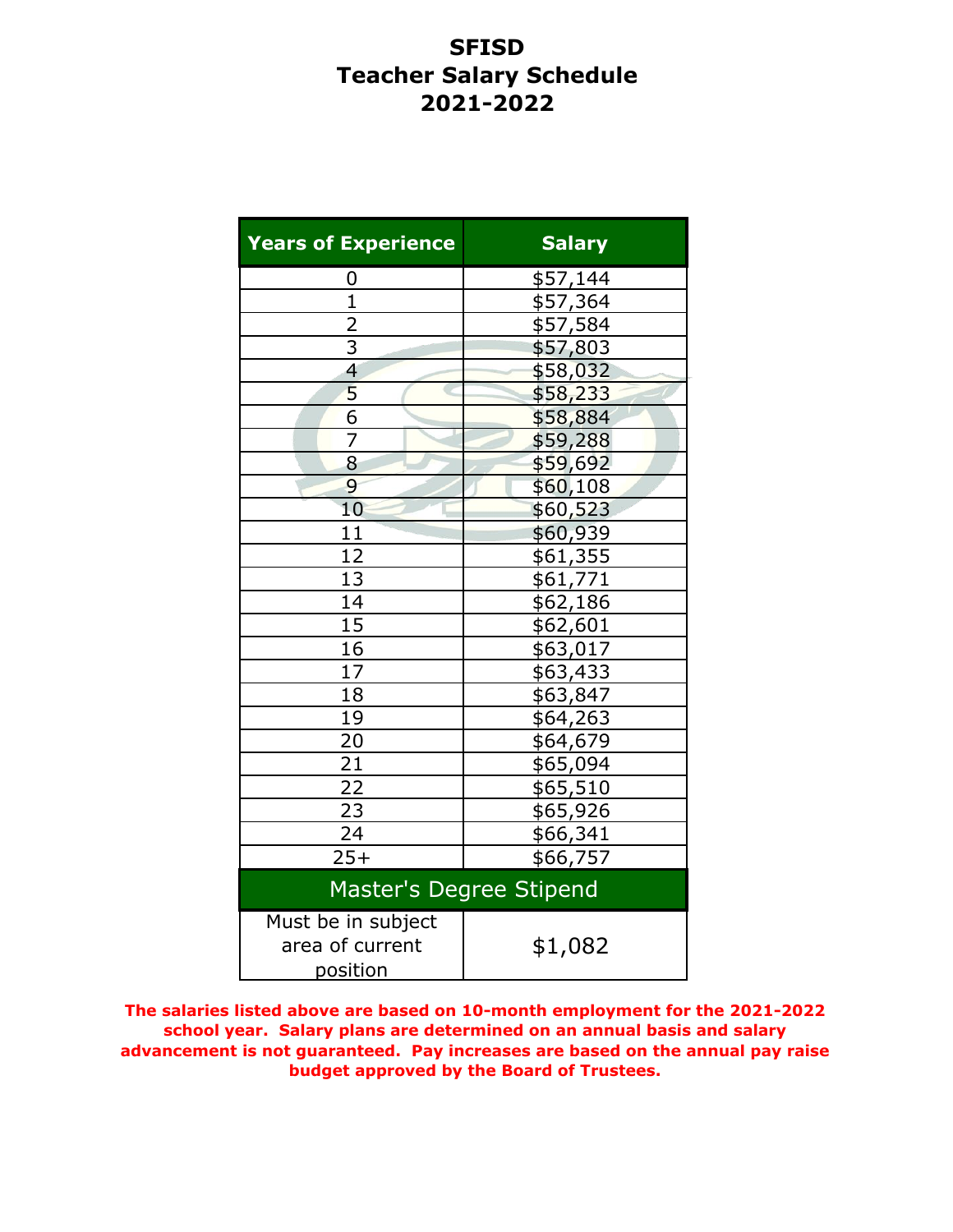# SFISD
# Teacher Salary Schedule
# 2021-2022

| Years of Experience | Salary |
|---|---|
| 0 | $57,144 |
| 1 | $57,364 |
| 2 | $57,584 |
| 3 | $57,803 |
| 4 | $58,032 |
| 5 | $58,233 |
| 6 | $58,884 |
| 7 | $59,288 |
| 8 | $59,692 |
| 9 | $60,108 |
| 10 | $60,523 |
| 11 | $60,939 |
| 12 | $61,355 |
| 13 | $61,771 |
| 14 | $62,186 |
| 15 | $62,601 |
| 16 | $63,017 |
| 17 | $63,433 |
| 18 | $63,847 |
| 19 | $64,263 |
| 20 | $64,679 |
| 21 | $65,094 |
| 22 | $65,510 |
| 23 | $65,926 |
| 24 | $66,341 |
| 25+ | $66,757 |
| **Master's Degree Stipend** | |
| Must be in subject area of current position | $1,082 |

**The salaries listed above are based on 10-month employment for the 2021-2022 school year. Salary plans are determined on an annual basis and salary advancement is not guaranteed. Pay increases are based on the annual pay raise budget approved by the Board of Trustees.**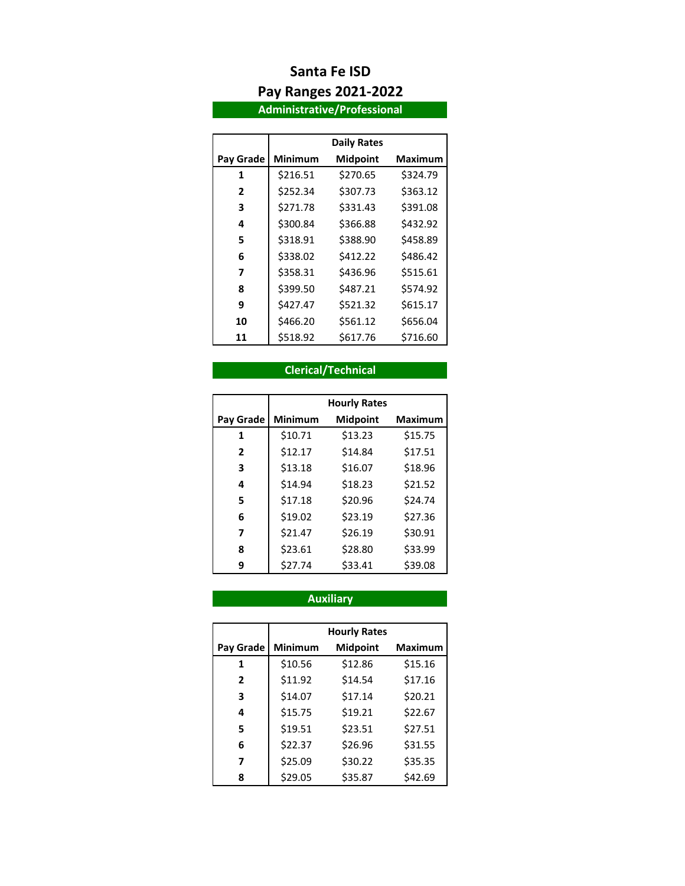# Santa Fe ISD

## Pay Ranges 2021-2022

### Administrative/Professional

| | Daily Rates | | |
|---|---|---|---|
| Pay Grade | Minimum | Midpoint | Maximum |
| 1 | $216.51 | $270.65 | $324.79 |
| 2 | $252.34 | $307.73 | $363.12 |
| 3 | $271.78 | $331.43 | $391.08 |
| 4 | $300.84 | $366.88 | $432.92 |
| 5 | $318.91 | $388.90 | $458.89 |
| 6 | $338.02 | $412.22 | $486.42 |
| 7 | $358.31 | $436.96 | $515.61 |
| 8 | $399.50 | $487.21 | $574.92 |
| 9 | $427.47 | $521.32 | $615.17 |
| 10 | $466.20 | $561.12 | $656.04 |
| 11 | $518.92 | $617.76 | $716.60 |

### Clerical/Technical

| | Hourly Rates | | |
|---|---|---|---|
| Pay Grade | Minimum | Midpoint | Maximum |
| 1 | $10.71 | $13.23 | $15.75 |
| 2 | $12.17 | $14.84 | $17.51 |
| 3 | $13.18 | $16.07 | $18.96 |
| 4 | $14.94 | $18.23 | $21.52 |
| 5 | $17.18 | $20.96 | $24.74 |
| 6 | $19.02 | $23.19 | $27.36 |
| 7 | $21.47 | $26.19 | $30.91 |
| 8 | $23.61 | $28.80 | $33.99 |
| 9 | $27.74 | $33.41 | $39.08 |

### Auxiliary

| | Hourly Rates | | |
|---|---|---|---|
| Pay Grade | Minimum | Midpoint | Maximum |
| 1 | $10.56 | $12.86 | $15.16 |
| 2 | $11.92 | $14.54 | $17.16 |
| 3 | $14.07 | $17.14 | $20.21 |
| 4 | $15.75 | $19.21 | $22.67 |
| 5 | $19.51 | $23.51 | $27.51 |
| 6 | $22.37 | $26.96 | $31.55 |
| 7 | $25.09 | $30.22 | $35.35 |
| 8 | $29.05 | $35.87 | $42.69 |